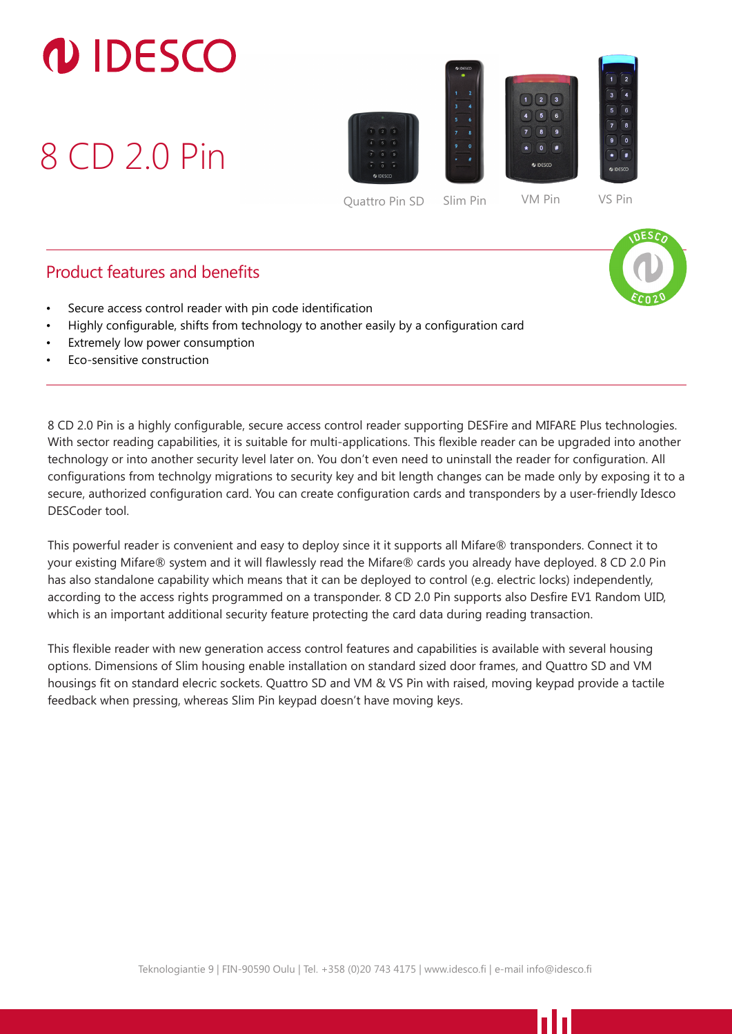# 8 CD 2.0 Pin

Quattro Pin SD Slim Pin VM Pin VS Pin

## Product features and benefits

- Secure access control reader with pin code identification
- Highly configurable, shifts from technology to another easily by a configuration card
- Extremely low power consumption
- Eco-sensitive construction

8 CD 2.0 Pin is a highly configurable, secure access control reader supporting DESFire and MIFARE Plus technologies. With sector reading capabilities, it is suitable for multi-applications. This flexible reader can be upgraded into another technology or into another security level later on. You don't even need to uninstall the reader for configuration. All configurations from technolgy migrations to security key and bit length changes can be made only by exposing it to a secure, authorized configuration card. You can create configuration cards and transponders by a user-friendly Idesco DESCoder tool.

This powerful reader is convenient and easy to deploy since it it supports all Mifare® transponders. Connect it to your existing Mifare® system and it will flawlessly read the Mifare® cards you already have deployed. 8 CD 2.0 Pin has also standalone capability which means that it can be deployed to control (e.g. electric locks) independently, according to the access rights programmed on a transponder. 8 CD 2.0 Pin supports also Desfire EV1 Random UID, which is an important additional security feature protecting the card data during reading transaction.

This flexible reader with new generation access control features and capabilities is available with several housing options. Dimensions of Slim housing enable installation on standard sized door frames, and Quattro SD and VM housings fit on standard elecric sockets. Quattro SD and VM & VS Pin with raised, moving keypad provide a tactile feedback when pressing, whereas Slim Pin keypad doesn't have moving keys.

Teknologiantie 9 | FIN-90590 Oulu | Tel. +358 (0)20 743 4175 | www.idesco.fi | e-mail info@idesco.fi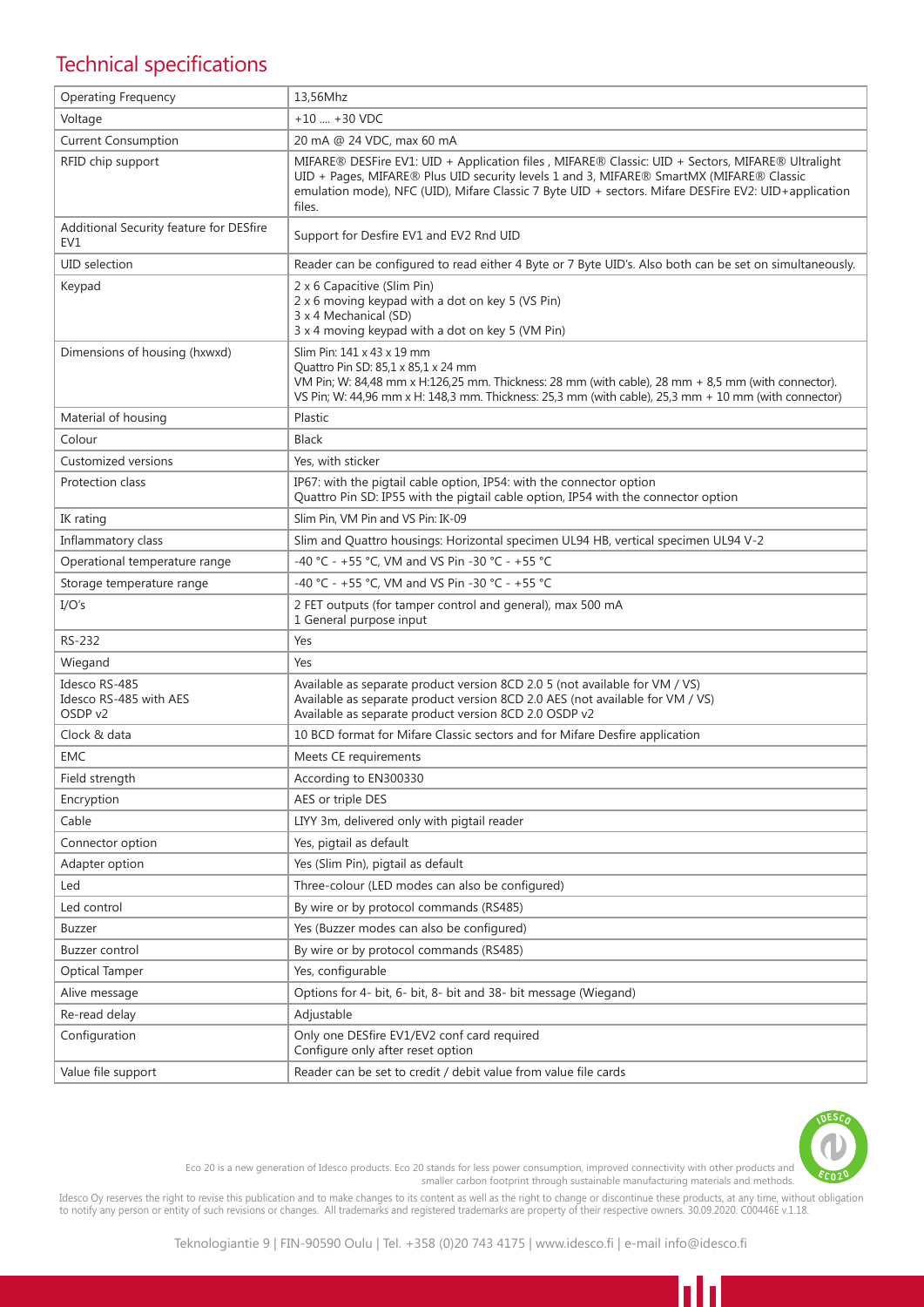## Technical specifications

| | |
|---|---|
| Operating Frequency | 13,56Mhz |
| Voltage | +10 .... +30 VDC |
| Current Consumption | 20 mA @ 24 VDC, max 60 mA |
| RFID chip support | MIFARE® DESFire EV1: UID + Application files , MIFARE® Classic: UID + Sectors, MIFARE® Ultralight UID + Pages, MIFARE® Plus UID security levels 1 and 3, MIFARE® SmartMX (MIFARE® Classic emulation mode), NFC (UID), Mifare Classic 7 Byte UID + sectors. Mifare DESFire EV2: UID+application files. |
| Additional Security feature for DESfire EV1 | Support for Desfire EV1 and EV2 Rnd UID |
| UID selection | Reader can be configured to read either 4 Byte or 7 Byte UID's. Also both can be set on simultaneously. |
| Keypad | 2 x 6 Capacitive (Slim Pin)<br>2 x 6 moving keypad with a dot on key 5 (VS Pin)<br>3 x 4 Mechanical (SD)<br>3 x 4 moving keypad with a dot on key 5 (VM Pin) |
| Dimensions of housing (hxwxd) | Slim Pin: 141 x 43 x 19 mm<br>Quattro Pin SD: 85,1 x 85,1 x 24 mm<br>VM Pin; W: 84,48 mm x H:126,25 mm. Thickness: 28 mm (with cable), 28 mm + 8,5 mm (with connector).<br>VS Pin; W: 44,96 mm x H: 148,3 mm. Thickness: 25,3 mm (with cable), 25,3 mm + 10 mm (with connector) |
| Material of housing | Plastic |
| Colour | Black |
| Customized versions | Yes, with sticker |
| Protection class | IP67: with the pigtail cable option, IP54: with the connector option<br>Quattro Pin SD: IP55 with the pigtail cable option, IP54 with the connector option |
| IK rating | Slim Pin, VM Pin and VS Pin: IK-09 |
| Inflammatory class | Slim and Quattro housings: Horizontal specimen UL94 HB, vertical specimen UL94 V-2 |
| Operational temperature range | -40 °C - +55 °C, VM and VS Pin -30 °C - +55 °C |
| Storage temperature range | -40 °C - +55 °C, VM and VS Pin -30 °C - +55 °C |
| I/O's | 2 FET outputs (for tamper control and general), max 500 mA<br>1 General purpose input |
| RS-232 | Yes |
| Wiegand | Yes |
| Idesco RS-485<br>Idesco RS-485 with AES<br>OSDP v2 | Available as separate product version 8CD 2.0 5 (not available for VM / VS)<br>Available as separate product version 8CD 2.0 AES (not available for VM / VS)<br>Available as separate product version 8CD 2.0 OSDP v2 |
| Clock & data | 10 BCD format for Mifare Classic sectors and for Mifare Desfire application |
| EMC | Meets CE requirements |
| Field strength | According to EN300330 |
| Encryption | AES or triple DES |
| Cable | LIYY 3m, delivered only with pigtail reader |
| Connector option | Yes, pigtail as default |
| Adapter option | Yes (Slim Pin), pigtail as default |
| Led | Three-colour (LED modes can also be configured) |
| Led control | By wire or by protocol commands (RS485) |
| Buzzer | Yes (Buzzer modes can also be configured) |
| Buzzer control | By wire or by protocol commands (RS485) |
| Optical Tamper | Yes, configurable |
| Alive message | Options for 4- bit, 6- bit, 8- bit and 38- bit message (Wiegand) |
| Re-read delay | Adjustable |
| Configuration | Only one DESfire EV1/EV2 conf card required<br>Configure only after reset option |
| Value file support | Reader can be set to credit / debit value from value file cards |

Eco 20 is a new generation of Idesco products. Eco 20 stands for less power consumption, improved connectivity with other products and smaller carbon footprint through sustainable manufacturing materials and methods.

Idesco Oy reserves the right to revise this publication and to make changes to its content as well as the right to change or discontinue these products, at any time, without obligation to notify any person or entity of such revisions or changes. All trademarks and registered trademarks are property of their respective owners. 30.09.2020. C00446E v.1.18.

Teknologiantie 9 | FIN-90590 Oulu | Tel. +358 (0)20 743 4175 | www.idesco.fi | e-mail info@idesco.fi